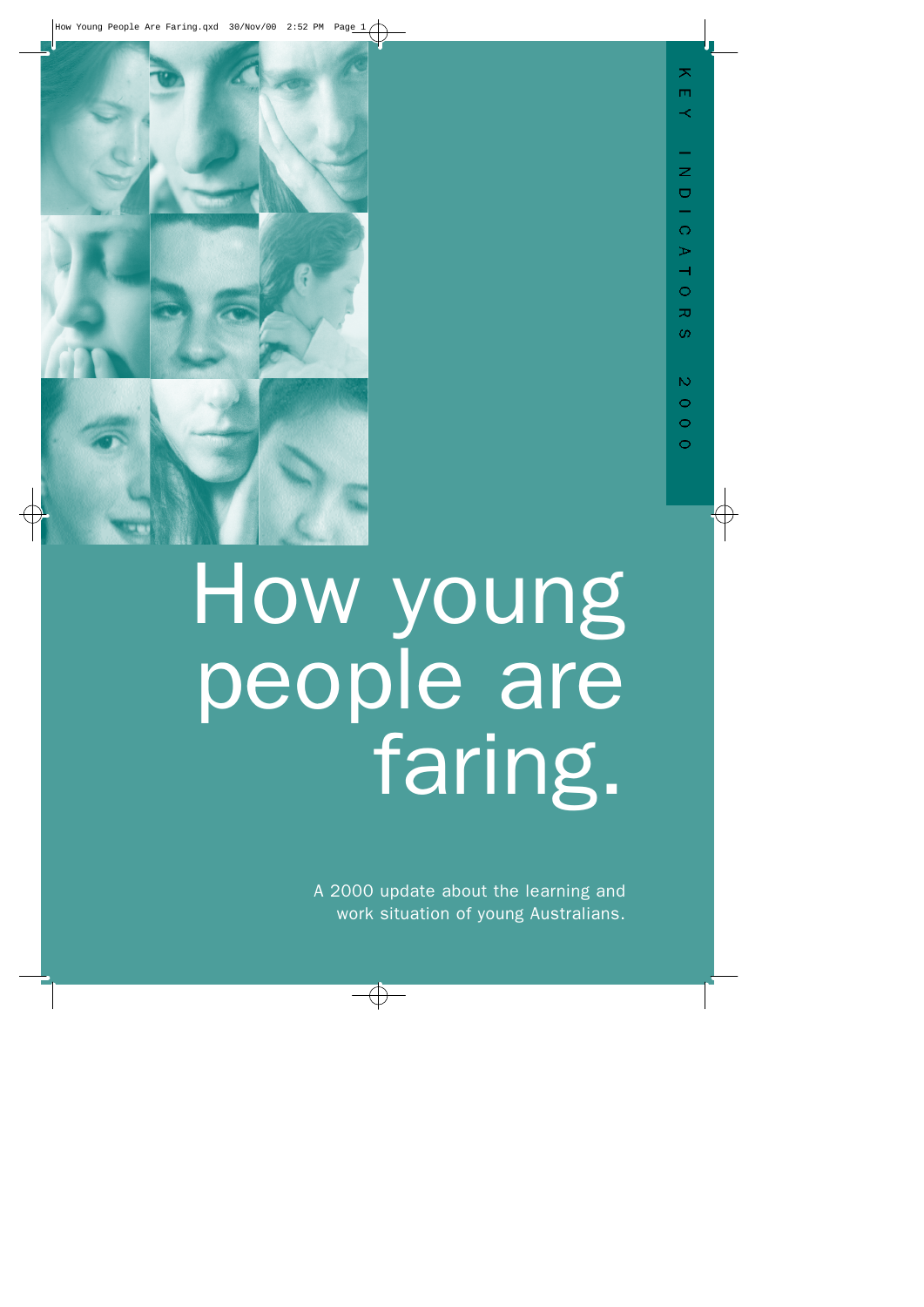KEY INDICATORS 2000

# How young people are faring.

A 2000 update about the learning and work situation of young Australians.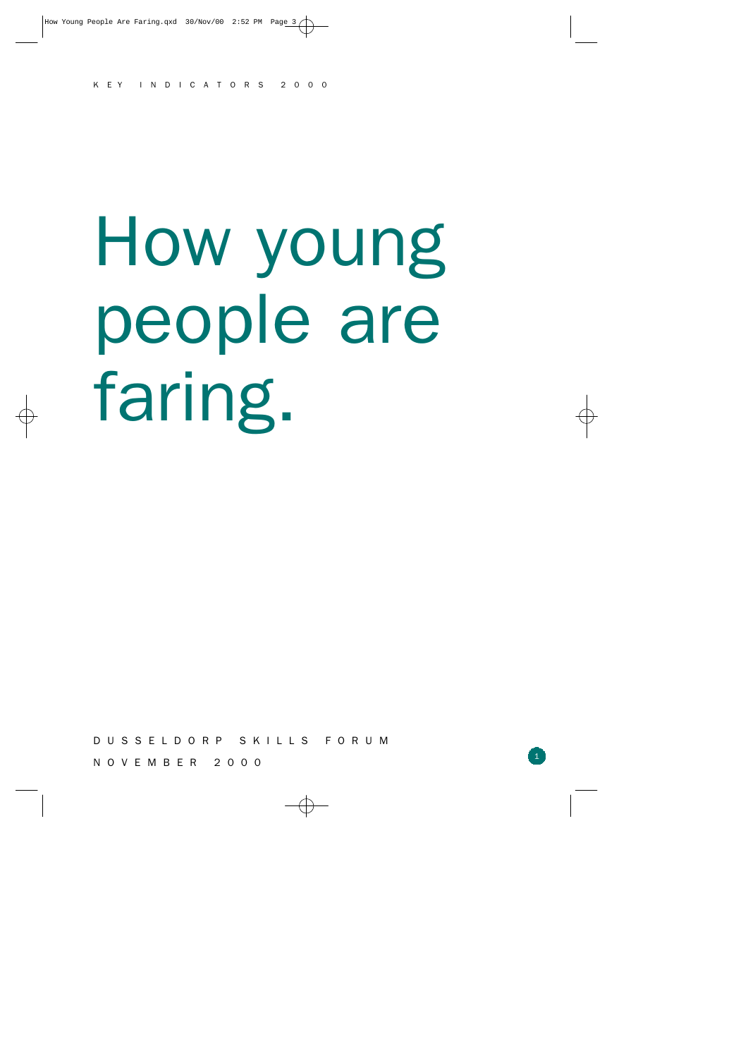KEY INDICATORS 2000

# How young people are faring.

DUSSELDORP SKILLS FORUM

NOVEMBER 2000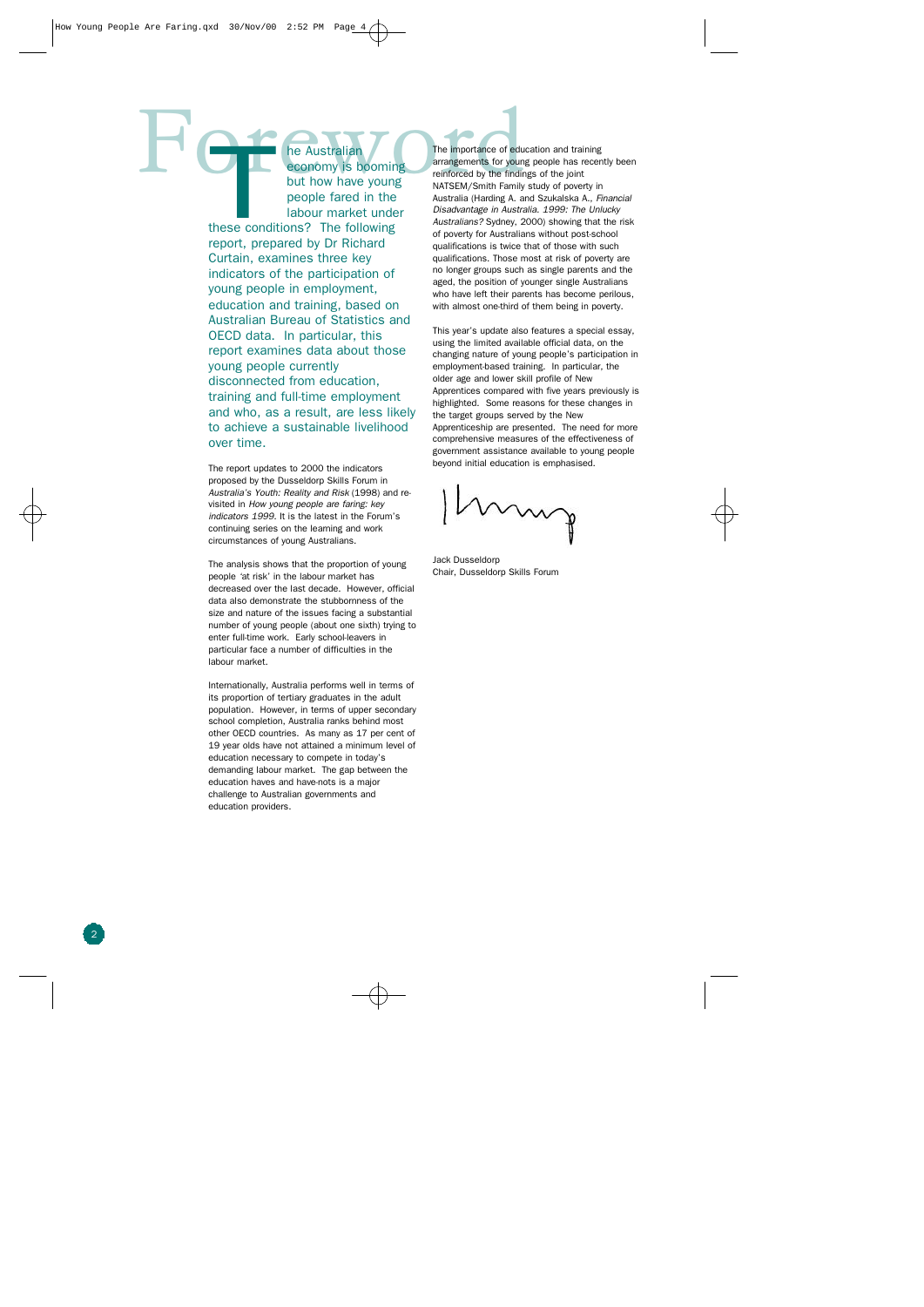# Foreword

The Australian economy is booming but how have young people fared in the labour market under these conditions? The following report, prepared by Dr Richard Curtain, examines three key indicators of the participation of young people in employment, education and training, based on Australian Bureau of Statistics and OECD data. In particular, this report examines data about those young people currently disconnected from education, training and full-time employment and who, as a result, are less likely to achieve a sustainable livelihood over time.

The report updates to 2000 the indicators proposed by the Dusseldorp Skills Forum in *Australia's Youth: Reality and Risk* (1998) and re-visited in *How young people are faring: key indicators 1999*. It is the latest in the Forum's continuing series on the learning and work circumstances of young Australians.

The analysis shows that the proportion of young people 'at risk' in the labour market has decreased over the last decade. However, official data also demonstrate the stubbornness of the size and nature of the issues facing a substantial number of young people (about one sixth) trying to enter full-time work. Early school-leavers in particular face a number of difficulties in the labour market.

Internationally, Australia performs well in terms of its proportion of tertiary graduates in the adult population. However, in terms of upper secondary school completion, Australia ranks behind most other OECD countries. As many as 17 per cent of 19 year olds have not attained a minimum level of education necessary to compete in today's demanding labour market. The gap between the education haves and have-nots is a major challenge to Australian governments and education providers.

The importance of education and training arrangements for young people has recently been reinforced by the findings of the joint NATSEM/Smith Family study of poverty in Australia (Harding A. and Szukalska A., *Financial Disadvantage in Australia. 1999: The Unlucky Australians?* Sydney, 2000) showing that the risk of poverty for Australians without post-school qualifications is twice that of those with such qualifications. Those most at risk of poverty are no longer groups such as single parents and the aged, the position of younger single Australians who have left their parents has become perilous, with almost one-third of them being in poverty.

This year's update also features a special essay, using the limited available official data, on the changing nature of young people's participation in employment-based training. In particular, the older age and lower skill profile of New Apprentices compared with five years previously is highlighted. Some reasons for these changes in the target groups served by the New Apprenticeship are presented. The need for more comprehensive measures of the effectiveness of government assistance available to young people beyond initial education is emphasised.

Jack Dusseldorp
Chair, Dusseldorp Skills Forum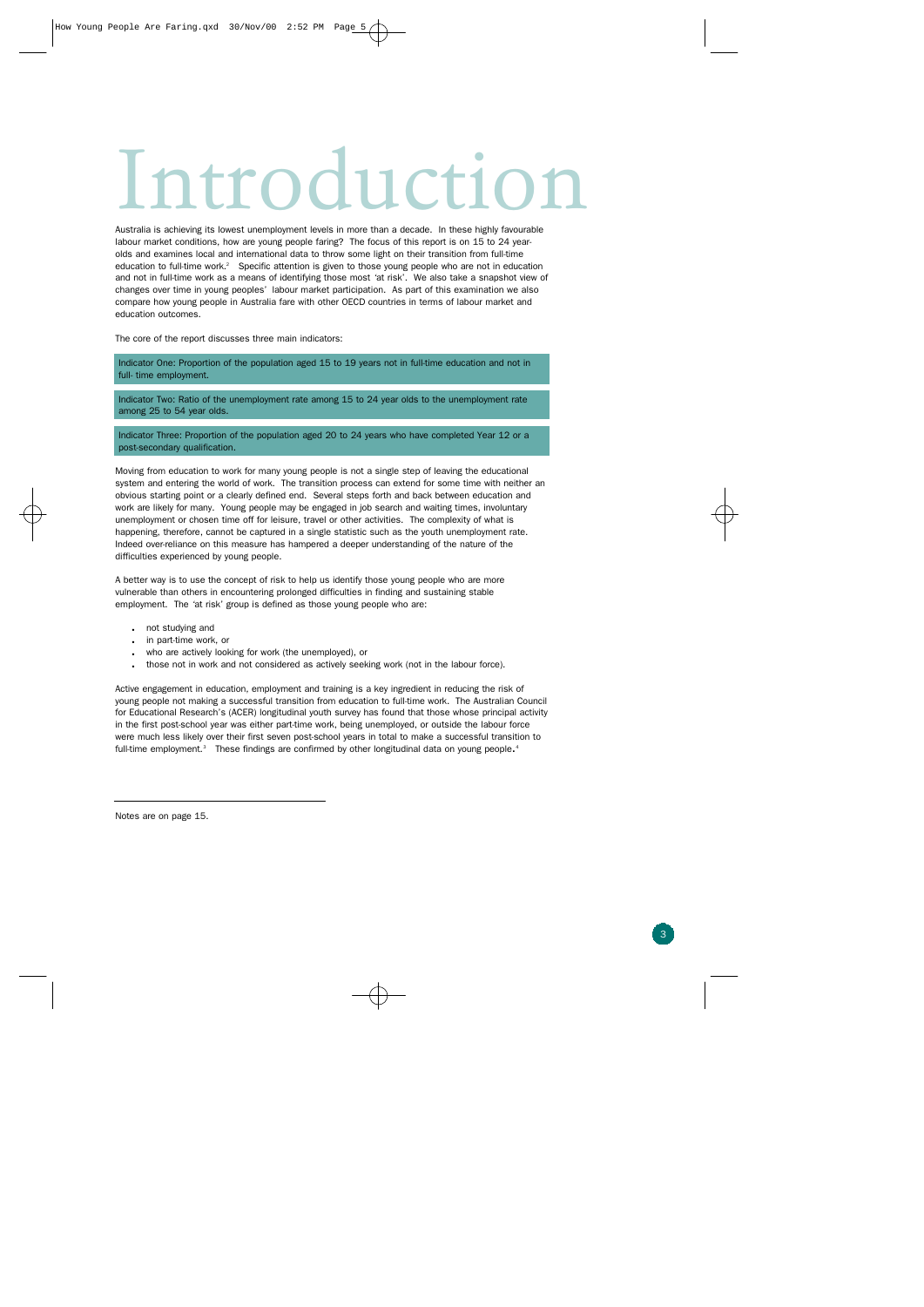# Introduction

Australia is achieving its lowest unemployment levels in more than a decade. In these highly favourable labour market conditions, how are young people faring? The focus of this report is on 15 to 24 year-olds and examines local and international data to throw some light on their transition from full-time education to full-time work.[2] Specific attention is given to those young people who are not in education and not in full-time work as a means of identifying those most 'at risk'. We also take a snapshot view of changes over time in young peoples' labour market participation. As part of this examination we also compare how young people in Australia fare with other OECD countries in terms of labour market and education outcomes.

The core of the report discusses three main indicators:

Indicator One: Proportion of the population aged 15 to 19 years not in full-time education and not in full- time employment.

Indicator Two: Ratio of the unemployment rate among 15 to 24 year olds to the unemployment rate among 25 to 54 year olds.

Indicator Three: Proportion of the population aged 20 to 24 years who have completed Year 12 or a post-secondary qualification.

Moving from education to work for many young people is not a single step of leaving the educational system and entering the world of work. The transition process can extend for some time with neither an obvious starting point or a clearly defined end. Several steps forth and back between education and work are likely for many. Young people may be engaged in job search and waiting times, involuntary unemployment or chosen time off for leisure, travel or other activities. The complexity of what is happening, therefore, cannot be captured in a single statistic such as the youth unemployment rate. Indeed over-reliance on this measure has hampered a deeper understanding of the nature of the difficulties experienced by young people.

A better way is to use the concept of risk to help us identify those young people who are more vulnerable than others in encountering prolonged difficulties in finding and sustaining stable employment. The 'at risk' group is defined as those young people who are:

- not studying and
- in part-time work, or
- who are actively looking for work (the unemployed), or
- those not in work and not considered as actively seeking work (not in the labour force).

Active engagement in education, employment and training is a key ingredient in reducing the risk of young people not making a successful transition from education to full-time work. The Australian Council for Educational Research's (ACER) longitudinal youth survey has found that those whose principal activity in the first post-school year was either part-time work, being unemployed, or outside the labour force were much less likely over their first seven post-school years in total to make a successful transition to full-time employment.[3] These findings are confirmed by other longitudinal data on young people.[4]

---

Notes are on page 15.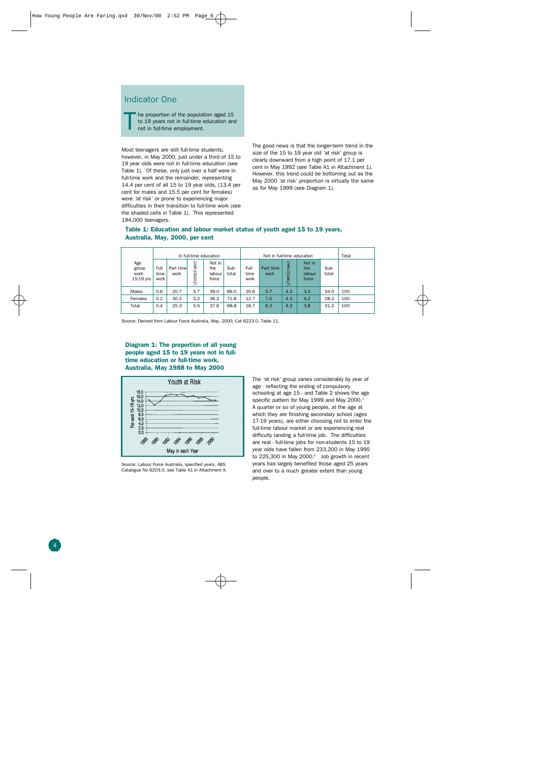## Indicator One

The proportion of the population aged 15 to 19 years not in full-time education and not in full-time employment.

Most teenagers are still full-time students; however, in May 2000, just under a third of 15 to 19 year olds were not in full-time education (see Table 1). Of these, only just over a half were in full-time work and the remainder, representing 14.4 per cent of all 15 to 19 year olds, (13.4 per cent for males and 15.5 per cent for females) were 'at risk' or prone to experiencing major difficulties in their transition to full-time work (see the shaded cells in Table 1). This represented 194,000 teenagers.

The good news is that the longer-term trend in the size of the 15 to 19 year old 'at risk' group is clearly downward from a high point of 17.1 per cent in May 1992 (see Table A1 in Attachment 1). However, this trend could be bottoming out as the May 2000 'at risk' proportion is virtually the same as for May 1999 (see Diagram 1).

**Table 1: Education and labour market status of youth aged 15 to 19 years, Australia, May, 2000, per cent**

| Age group work 15-19 yrs | In full-time education | | | | | Not in full-time education | | | | | Total |
|---|---|---|---|---|---|---|---|---|---|---|---|
| | Full time work | Part time work | Unemployed | Not in the labour force | Sub-total | Full time work | Part time work | Unemployed | Not in the labour force | Sub-total | |
| Males | 0.6 | 20.7 | 5.7 | 39.0 | 66.0 | 20.6 | 5.7 | 4.3 | 3.4 | 34.0 | 100 |
| Females | 0.2 | 30.2 | 5.2 | 36.2 | 71.8 | 12.7 | 7.0 | 4.3 | 4.2 | 28.2 | 100 |
| Total | 0.4 | 25.3 | 5.5 | 37.6 | 68.8 | 16.7 | 6.3 | 4.3 | 3.8 | 31.2 | 100 |

Source: Derived from Labour Force Australia, May, 2000, Cat 6223.0, Table 11.

**Diagram 1: The proportion of all young people aged 15 to 19 years not in full-time education or full-time work, Australia, May 1988 to May 2000**

Source: Labour Force Australia, specified years, ABS Catalogue No 6203.0, see Table A1 in Attachment A.

The 'at risk' group varies considerably by year of age - reflecting the ending of compulsory schooling at age 15 - and Table 2 shows the age specific pattern for May 1999 and May 2000.[5] A quarter or so of young people, at the age at which they are finishing secondary school (ages 17-19 years), are either choosing not to enter the full-time labour market or are experiencing real difficulty landing a full-time job. The difficulties are real - full-time jobs for non-students 15 to 19 year olds have fallen from 233,200 in May 1995 to 225,300 in May 2000.[6] Job growth in recent years has largely benefited those aged 25 years and over to a much greater extent than young people.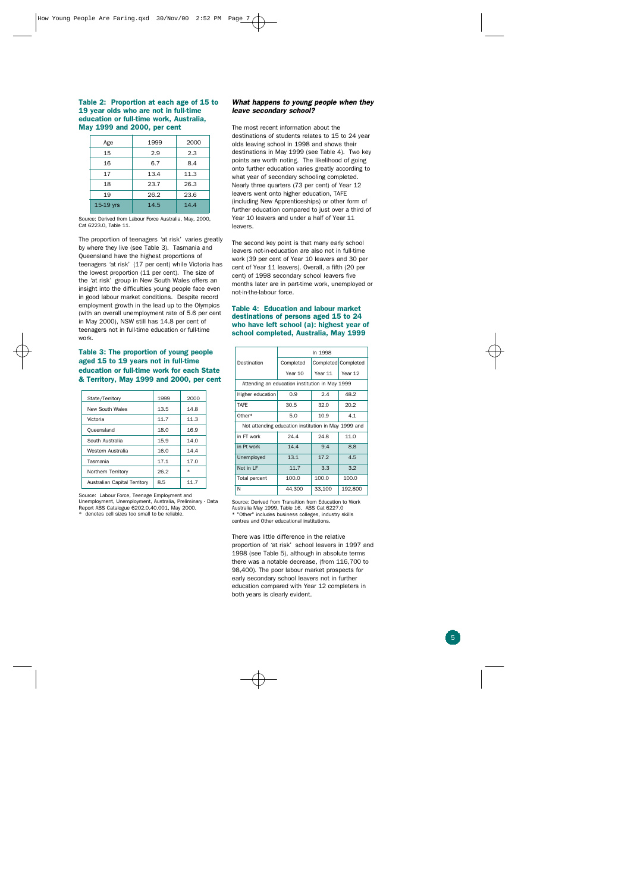### Table 2: Proportion at each age of 15 to 19 year olds who are not in full-time education or full-time work, Australia, May 1999 and 2000, per cent

| Age | 1999 | 2000 |
|---|---|---|
| 15 | 2.9 | 2.3 |
| 16 | 6.7 | 8.4 |
| 17 | 13.4 | 11.3 |
| 18 | 23.7 | 26.3 |
| 19 | 26.2 | 23.6 |
| 15-19 yrs | 14.5 | 14.4 |

Source: Derived from Labour Force Australia, May, 2000, Cat 6223.0, Table 11.

The proportion of teenagers 'at risk' varies greatly by where they live (see Table 3). Tasmania and Queensland have the highest proportions of teenagers 'at risk' (17 per cent) while Victoria has the lowest proportion (11 per cent). The size of the 'at risk' group in New South Wales offers an insight into the difficulties young people face even in good labour market conditions. Despite record employment growth in the lead up to the Olympics (with an overall unemployment rate of 5.6 per cent in May 2000), NSW still has 14.8 per cent of teenagers not in full-time education or full-time work.

### Table 3: The proportion of young people aged 15 to 19 years not in full-time education or full-time work for each State & Territory, May 1999 and 2000, per cent

| State/Territory | 1999 | 2000 |
|---|---|---|
| New South Wales | 13.5 | 14.8 |
| Victoria | 11.7 | 11.3 |
| Queensland | 18.0 | 16.9 |
| South Australia | 15.9 | 14.0 |
| Western Australia | 16.0 | 14.4 |
| Tasmania | 17.1 | 17.0 |
| Northern Territory | 26.2 | * |
| Australian Capital Territory | 8.5 | 11.7 |

Source: Labour Force, Teenage Employment and Unemployment, Unemployment, Australia, Preliminary - Data Report ABS Catalogue 6202.0.40.001, May 2000.
* denotes cell sizes too small to be reliable.

### *What happens to young people when they leave secondary school?*

The most recent information about the destinations of students relates to 15 to 24 year olds leaving school in 1998 and shows their destinations in May 1999 (see Table 4). Two key points are worth noting. The likelihood of going onto further education varies greatly according to what year of secondary schooling completed. Nearly three quarters (73 per cent) of Year 12 leavers went onto higher education, TAFE (including New Apprenticeships) or other form of further education compared to just over a third of Year 10 leavers and under a half of Year 11 leavers.

The second key point is that many early school leavers not-in-education are also not in full-time work (39 per cent of Year 10 leavers and 30 per cent of Year 11 leavers). Overall, a fifth (20 per cent) of 1998 secondary school leavers five months later are in part-time work, unemployed or not-in-the-labour force.

### Table 4: Education and labour market destinations of persons aged 15 to 24 who have left school (a): highest year of school completed, Australia, May 1999

| Destination | In 1998 Completed Year 10 | Completed Year 11 | Completed Year 12 |
|---|---|---|---|
| Attending an education institution in May 1999 | | | |
| Higher education | 0.9 | 2.4 | 48.2 |
| TAFE | 30.5 | 32.0 | 20.2 |
| Other* | 5.0 | 10.9 | 4.1 |
| Not attending education institution in May 1999 and | | | |
| in FT work | 24.4 | 24.8 | 11.0 |
| in Pt work | 14.4 | 9.4 | 8.8 |
| Unemployed | 13.1 | 17.2 | 4.5 |
| Not in LF | 11.7 | 3.3 | 3.2 |
| Total percent | 100.0 | 100.0 | 100.0 |
| N | 44,300 | 33,100 | 192,800 |

Source: Derived from Transition from Education to Work Australia May 1999, Table 16. ABS Cat 6227.0
* "Other" includes business colleges, industry skills centres and Other educational institutions.

There was little difference in the relative proportion of 'at risk' school leavers in 1997 and 1998 (see Table 5), although in absolute terms there was a notable decrease, (from 116,700 to 98,400). The poor labour market prospects for early secondary school leavers not in further education compared with Year 12 completers in both years is clearly evident.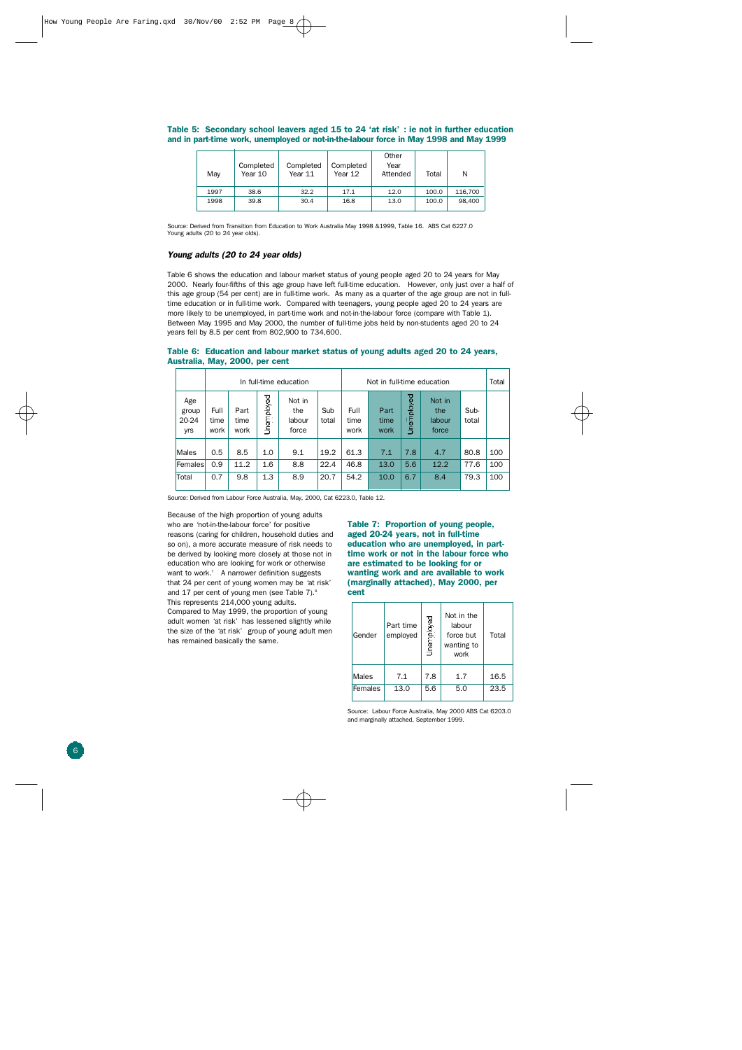**Table 5: Secondary school leavers aged 15 to 24 'at risk' : ie not in further education and in part-time work, unemployed or not-in-the-labour force in May 1998 and May 1999**

| May | Completed Year 10 | Completed Year 11 | Completed Year 12 | Other Year Attended | Total | N |
|---|---|---|---|---|---|---|
| 1997 | 38.6 | 32.2 | 17.1 | 12.0 | 100.0 | 116,700 |
| 1998 | 39.8 | 30.4 | 16.8 | 13.0 | 100.0 | 98,400 |

Source: Derived from Transition from Education to Work Australia May 1998 &1999, Table 16. ABS Cat 6227.0 Young adults (20 to 24 year olds).

### *Young adults (20 to 24 year olds)*

Table 6 shows the education and labour market status of young people aged 20 to 24 years for May 2000. Nearly four-fifths of this age group have left full-time education. However, only just over a half of this age group (54 per cent) are in full-time work. As many as a quarter of the age group are not in full-time education or in full-time work. Compared with teenagers, young people aged 20 to 24 years are more likely to be unemployed, in part-time work and not-in-the-labour force (compare with Table 1). Between May 1995 and May 2000, the number of full-time jobs held by non-students aged 20 to 24 years fell by 8.5 per cent from 802,900 to 734,600.

**Table 6: Education and labour market status of young adults aged 20 to 24 years, Australia, May, 2000, per cent**

| | In full-time education | | | | | Not in full-time education | | | | | Total |
|---|---|---|---|---|---|---|---|---|---|---|---|
| Age group 20-24 yrs | Full time work | Part time work | Unemployed | Not in the labour force | Sub total | Full time work | Part time work | Unemployed | Not in the labour force | Sub-total | |
| Males | 0.5 | 8.5 | 1.0 | 9.1 | 19.2 | 61.3 | 7.1 | 7.8 | 4.7 | 80.8 | 100 |
| Females | 0.9 | 11.2 | 1.6 | 8.8 | 22.4 | 46.8 | 13.0 | 5.6 | 12.2 | 77.6 | 100 |
| Total | 0.7 | 9.8 | 1.3 | 8.9 | 20.7 | 54.2 | 10.0 | 6.7 | 8.4 | 79.3 | 100 |

Source: Derived from Labour Force Australia, May, 2000, Cat 6223.0, Table 12.

Because of the high proportion of young adults who are 'not-in-the-labour force' for positive reasons (caring for children, household duties and so on), a more accurate measure of risk needs to be derived by looking more closely at those not in education who are looking for work or otherwise want to work.[7] A narrower definition suggests that 24 per cent of young women may be 'at risk' and 17 per cent of young men (see Table 7).[8] This represents 214,000 young adults. Compared to May 1999, the proportion of young adult women 'at risk' has lessened slightly while the size of the 'at risk' group of young adult men has remained basically the same.

**Table 7: Proportion of young people, aged 20-24 years, not in full-time education who are unemployed, in part-time work or not in the labour force who are estimated to be looking for or wanting work and are available to work (marginally attached), May 2000, per cent**

| Gender | Part time employed | Unemployed | Not in the labour force but wanting to work | Total |
|---|---|---|---|---|
| Males | 7.1 | 7.8 | 1.7 | 16.5 |
| Females | 13.0 | 5.6 | 5.0 | 23.5 |

Source: Labour Force Australia, May 2000 ABS Cat 6203.0 and marginally attached, September 1999.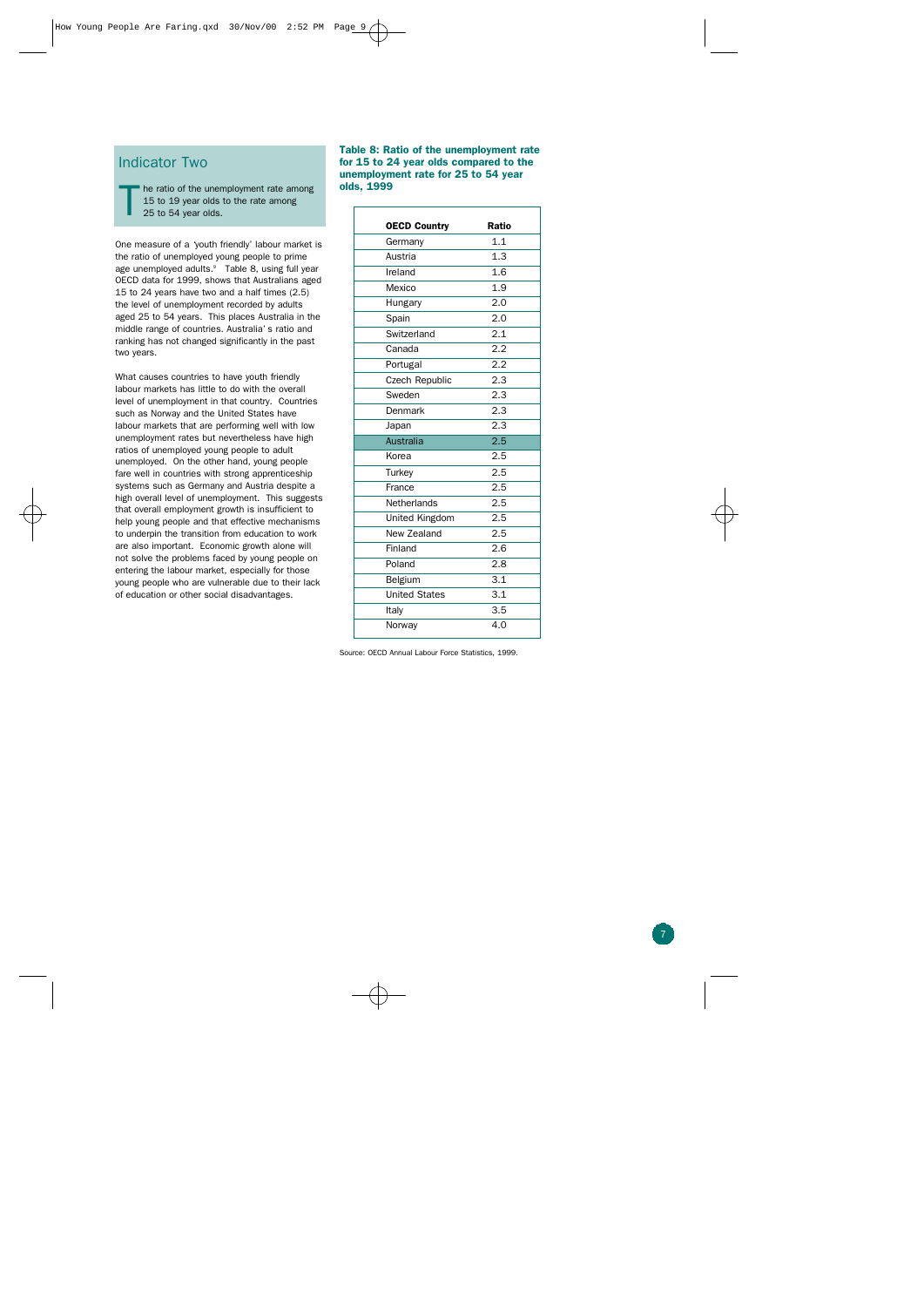## Indicator Two

The ratio of the unemployment rate among 15 to 19 year olds to the rate among 25 to 54 year olds.

One measure of a 'youth friendly' labour market is the ratio of unemployed young people to prime age unemployed adults.[9] Table 8, using full year OECD data for 1999, shows that Australians aged 15 to 24 years have two and a half times (2.5) the level of unemployment recorded by adults aged 25 to 54 years. This places Australia in the middle range of countries. Australia' s ratio and ranking has not changed significantly in the past two years.

What causes countries to have youth friendly labour markets has little to do with the overall level of unemployment in that country. Countries such as Norway and the United States have labour markets that are performing well with low unemployment rates but nevertheless have high ratios of unemployed young people to adult unemployed. On the other hand, young people fare well in countries with strong apprenticeship systems such as Germany and Austria despite a high overall level of unemployment. This suggests that overall employment growth is insufficient to help young people and that effective mechanisms to underpin the transition from education to work are also important. Economic growth alone will not solve the problems faced by young people on entering the labour market, especially for those young people who are vulnerable due to their lack of education or other social disadvantages.

**Table 8: Ratio of the unemployment rate for 15 to 24 year olds compared to the unemployment rate for 25 to 54 year olds, 1999**

| OECD Country | Ratio |
|---|---|
| Germany | 1.1 |
| Austria | 1.3 |
| Ireland | 1.6 |
| Mexico | 1.9 |
| Hungary | 2.0 |
| Spain | 2.0 |
| Switzerland | 2.1 |
| Canada | 2.2 |
| Portugal | 2.2 |
| Czech Republic | 2.3 |
| Sweden | 2.3 |
| Denmark | 2.3 |
| Japan | 2.3 |
| Australia | 2.5 |
| Korea | 2.5 |
| Turkey | 2.5 |
| France | 2.5 |
| Netherlands | 2.5 |
| United Kingdom | 2.5 |
| New Zealand | 2.5 |
| Finland | 2.6 |
| Poland | 2.8 |
| Belgium | 3.1 |
| United States | 3.1 |
| Italy | 3.5 |
| Norway | 4.0 |

Source: OECD Annual Labour Force Statistics, 1999.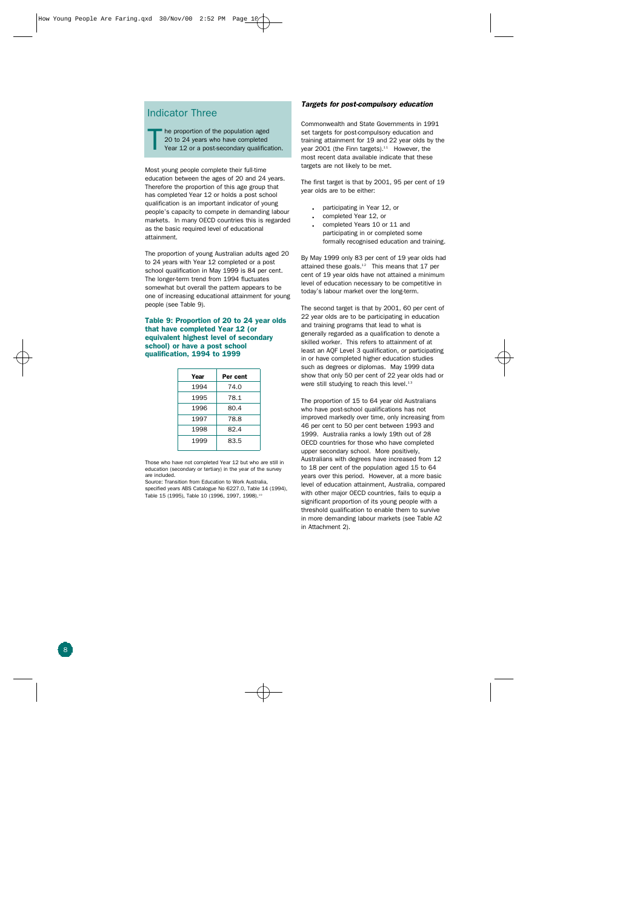## Indicator Three

The proportion of the population aged 20 to 24 years who have completed Year 12 or a post-secondary qualification.

Most young people complete their full-time education between the ages of 20 and 24 years. Therefore the proportion of this age group that has completed Year 12 or holds a post school qualification is an important indicator of young people's capacity to compete in demanding labour markets. In many OECD countries this is regarded as the basic required level of educational attainment.

The proportion of young Australian adults aged 20 to 24 years with Year 12 completed or a post school qualification in May 1999 is 84 per cent. The longer-term trend from 1994 fluctuates somewhat but overall the pattern appears to be one of increasing educational attainment for young people (see Table 9).

**Table 9: Proportion of 20 to 24 year olds that have completed Year 12 (or equivalent highest level of secondary school) or have a post school qualification, 1994 to 1999**

| Year | Per cent |
|---|---|
| 1994 | 74.0 |
| 1995 | 78.1 |
| 1996 | 80.4 |
| 1997 | 78.8 |
| 1998 | 82.4 |
| 1999 | 83.5 |

Those who have not completed Year 12 but who are still in education (secondary or tertiary) in the year of the survey are included.
Source: Transition from Education to Work Australia, specified years ABS Catalogue No 6227.0, Table 14 (1994), Table 15 (1995), Table 10 (1996, 1997, 1998).[10]

### *Targets for post-compulsory education*

Commonwealth and State Governments in 1991 set targets for post-compulsory education and training attainment for 19 and 22 year olds by the year 2001 (the Finn targets).[11] However, the most recent data available indicate that these targets are not likely to be met.

The first target is that by 2001, 95 per cent of 19 year olds are to be either:

- participating in Year 12, or
- completed Year 12, or
- completed Years 10 or 11 and participating in or completed some formally recognised education and training.

By May 1999 only 83 per cent of 19 year olds had attained these goals.[12] This means that 17 per cent of 19 year olds have not attained a minimum level of education necessary to be competitive in today's labour market over the long-term.

The second target is that by 2001, 60 per cent of 22 year olds are to be participating in education and training programs that lead to what is generally regarded as a qualification to denote a skilled worker. This refers to attainment of at least an AQF Level 3 qualification, or participating in or have completed higher education studies such as degrees or diplomas. May 1999 data show that only 50 per cent of 22 year olds had or were still studying to reach this level.[13]

The proportion of 15 to 64 year old Australians who have post-school qualifications has not improved markedly over time, only increasing from 46 per cent to 50 per cent between 1993 and 1999. Australia ranks a lowly 19th out of 28 OECD countries for those who have completed upper secondary school. More positively, Australians with degrees have increased from 12 to 18 per cent of the population aged 15 to 64 years over this period. However, at a more basic level of education attainment, Australia, compared with other major OECD countries, fails to equip a significant proportion of its young people with a threshold qualification to enable them to survive in more demanding labour markets (see Table A2 in Attachment 2).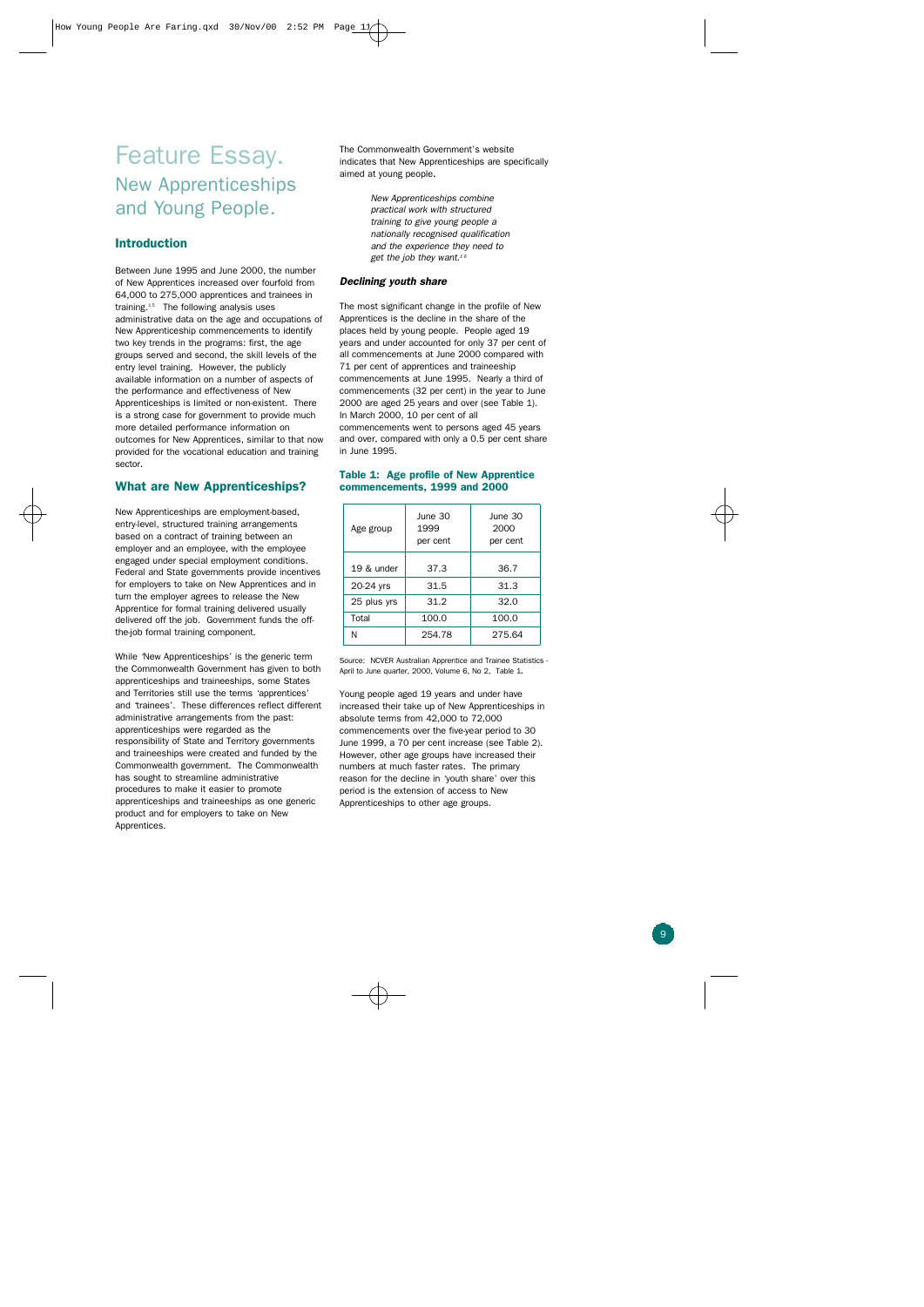# Feature Essay.

## New Apprenticeships and Young People.

### Introduction

Between June 1995 and June 2000, the number of New Apprentices increased over fourfold from 64,000 to 275,000 apprentices and trainees in training.[15] The following analysis uses administrative data on the age and occupations of New Apprenticeship commencements to identify two key trends in the programs: first, the age groups served and second, the skill levels of the entry level training. However, the publicly available information on a number of aspects of the performance and effectiveness of New Apprenticeships is limited or non-existent. There is a strong case for government to provide much more detailed performance information on outcomes for New Apprentices, similar to that now provided for the vocational education and training sector.

### What are New Apprenticeships?

New Apprenticeships are employment-based, entry-level, structured training arrangements based on a contract of training between an employer and an employee, with the employee engaged under special employment conditions. Federal and State governments provide incentives for employers to take on New Apprentices and in turn the employer agrees to release the New Apprentice for formal training delivered usually delivered off the job. Government funds the off-the-job formal training component.

While 'New Apprenticeships' is the generic term the Commonwealth Government has given to both apprenticeships and traineeships, some States and Territories still use the terms 'apprentices' and 'trainees'. These differences reflect different administrative arrangements from the past: apprenticeships were regarded as the responsibility of State and Territory governments and traineeships were created and funded by the Commonwealth government. The Commonwealth has sought to streamline administrative procedures to make it easier to promote apprenticeships and traineeships as one generic product and for employers to take on New Apprentices.

The Commonwealth Government's website indicates that New Apprenticeships are specifically aimed at young people.

> *New Apprenticeships combine practical work with structured training to give young people a nationally recognised qualification and the experience they need to get the job they want.*[16]

#### *Declining youth share*

The most significant change in the profile of New Apprentices is the decline in the share of the places held by young people. People aged 19 years and under accounted for only 37 per cent of all commencements at June 2000 compared with 71 per cent of apprentices and traineeship commencements at June 1995. Nearly a third of commencements (32 per cent) in the year to June 2000 are aged 25 years and over (see Table 1). In March 2000, 10 per cent of all commencements went to persons aged 45 years and over, compared with only a 0.5 per cent share in June 1995.

**Table 1: Age profile of New Apprentice commencements, 1999 and 2000**

| Age group | June 30 1999 per cent | June 30 2000 per cent |
|---|---|---|
| 19 & under | 37.3 | 36.7 |
| 20-24 yrs | 31.5 | 31.3 |
| 25 plus yrs | 31.2 | 32.0 |
| Total | 100.0 | 100.0 |
| N | 254.78 | 275.64 |

Source: NCVER Australian Apprentice and Trainee Statistics - April to June quarter, 2000, Volume 6, No 2, Table 1.

Young people aged 19 years and under have increased their take up of New Apprenticeships in absolute terms from 42,000 to 72,000 commencements over the five-year period to 30 June 1999, a 70 per cent increase (see Table 2). However, other age groups have increased their numbers at much faster rates. The primary reason for the decline in 'youth share' over this period is the extension of access to New Apprenticeships to other age groups.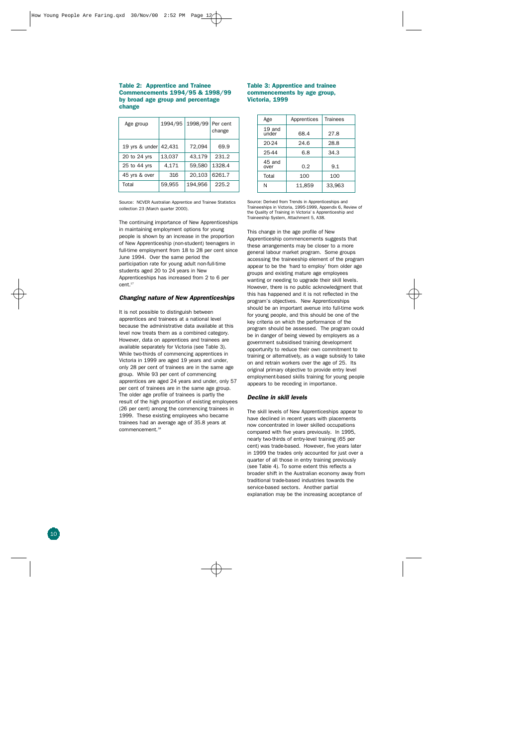**Table 2: Apprentice and Trainee Commencements 1994/95 & 1998/99 by broad age group and percentage change**

| Age group | 1994/95 | 1998/99 | Per cent change |
|---|---|---|---|
| 19 yrs & under | 42,431 | 72,094 | 69.9 |
| 20 to 24 yrs | 13,037 | 43,179 | 231.2 |
| 25 to 44 yrs | 4,171 | 59,580 | 1328.4 |
| 45 yrs & over | 316 | 20,103 | 6261.7 |
| Total | 59,955 | 194,956 | 225.2 |

Source: NCVER Australian Apprentice and Trainee Statistics collection 23 (March quarter 2000).

The continuing importance of New Apprenticeships in maintaining employment options for young people is shown by an increase in the proportion of New Apprenticeship (non-student) teenagers in full-time employment from 18 to 28 per cent since June 1994. Over the same period the participation rate for young adult non-full-time students aged 20 to 24 years in New Apprenticeships has increased from 2 to 6 per cent.[17]

### *Changing nature of New Apprenticeships*

It is not possible to distinguish between apprentices and trainees at a national level because the administrative data available at this level now treats them as a combined category. However, data on apprentices and trainees are available separately for Victoria (see Table 3). While two-thirds of commencing apprentices in Victoria in 1999 are aged 19 years and under, only 28 per cent of trainees are in the same age group. While 93 per cent of commencing apprentices are aged 24 years and under, only 57 per cent of trainees are in the same age group. The older age profile of trainees is partly the result of the high proportion of existing employees (26 per cent) among the commencing trainees in 1999. These existing employees who became trainees had an average age of 35.8 years at commencement.[18]

**Table 3: Apprentice and trainee commencements by age group, Victoria, 1999**

| Age | Apprentices | Trainees |
|---|---|---|
| 19 and under | 68.4 | 27.8 |
| 20-24 | 24.6 | 28.8 |
| 25-44 | 6.8 | 34.3 |
| 45 and over | 0.2 | 9.1 |
| Total | 100 | 100 |
| N | 11,859 | 33,963 |

Source: Derived from Trends in Apprenticeships and Traineeships in Victoria, 1995-1999, Appendix 6, Review of the Quality of Training in Victoria's Apprenticeship and Traineeship System, Attachment 5, A38.

This change in the age profile of New Apprenticeship commencements suggests that these arrangements may be closer to a more general labour market program. Some groups accessing the traineeship element of the program appear to be the 'hard to employ' from older age groups and existing mature age employees wanting or needing to upgrade their skill levels. However, there is no public acknowledgment that this has happened and it is not reflected in the program's objectives. New Apprenticeships should be an important avenue into full-time work for young people, and this should be one of the key criteria on which the performance of the program should be assessed. The program could be in danger of being viewed by employers as a government subsidised training development opportunity to reduce their own commitment to training or alternatively, as a wage subsidy to take on and retrain workers over the age of 25. Its original primary objective to provide entry level employment-based skills training for young people appears to be receding in importance.

### *Decline in skill levels*

The skill levels of New Apprenticeships appear to have declined in recent years with placements now concentrated in lower skilled occupations compared with five years previously. In 1995, nearly two-thirds of entry-level training (65 per cent) was trade-based. However, five years later in 1999 the trades only accounted for just over a quarter of all those in entry training previously (see Table 4). To some extent this reflects a broader shift in the Australian economy away from traditional trade-based industries towards the service-based sectors. Another partial explanation may be the increasing acceptance of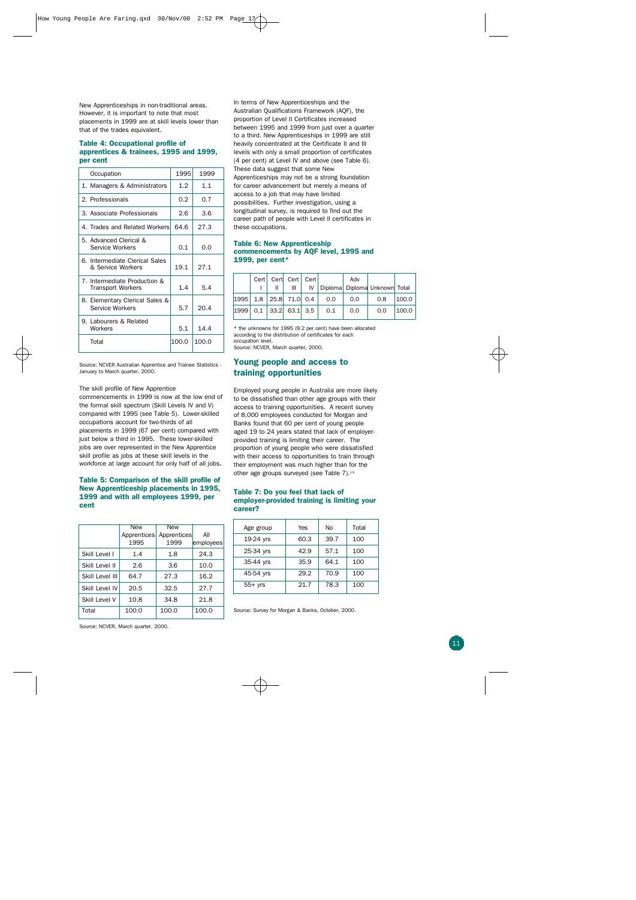New Apprenticeships in non-traditional areas. However, it is important to note that most placements in 1999 are at skill levels lower than that of the trades equivalent.

**Table 4: Occupational profile of apprentices & trainees, 1995 and 1999, per cent**

| Occupation | 1995 | 1999 |
|---|---|---|
| 1. Managers & Administrators | 1.2 | 1.1 |
| 2. Professionals | 0.2 | 0.7 |
| 3. Associate Professionals | 2.6 | 3.6 |
| 4. Trades and Related Workers | 64.6 | 27.3 |
| 5. Advanced Clerical & Service Workers | 0.1 | 0.0 |
| 6. Intermediate Clerical Sales & Service Workers | 19.1 | 27.1 |
| 7. Intermediate Production & Transport Workers | 1.4 | 5.4 |
| 8. Elementary Clerical Sales & Service Workers | 5.7 | 20.4 |
| 9. Labourers & Related Workers | 5.1 | 14.4 |
| Total | 100.0 | 100.0 |

Source: NCVER Australian Apprentice and Trainee Statistics - January to March quarter, 2000.

The skill profile of New Apprentice commencements in 1999 is now at the low end of the formal skill spectrum (Skill Levels IV and V) compared with 1995 (see Table 5). Lower-skilled occupations account for two-thirds of all placements in 1999 (67 per cent) compared with just below a third in 1995. These lower-skilled jobs are over represented in the New Apprentice skill profile as jobs at these skill levels in the workforce at large account for only half of all jobs.

**Table 5: Comparison of the skill profile of New Apprenticeship placements in 1995, 1999 and with all employees 1999, per cent**

| | New Apprentices 1995 | New Apprentices 1999 | All employees |
|---|---|---|---|
| Skill Level I | 1.4 | 1.8 | 24.3 |
| Skill Level II | 2.6 | 3.6 | 10.0 |
| Skill Level III | 64.7 | 27.3 | 16.2 |
| Skill Level IV | 20.5 | 32.5 | 27.7 |
| Skill Level V | 10.8 | 34.8 | 21.8 |
| Total | 100.0 | 100.0 | 100.0 |

Source: NCVER, March quarter, 2000.

In terms of New Apprenticeships and the Australian Qualifications Framework (AQF), the proportion of Level II Certificates increased between 1995 and 1999 from just over a quarter to a third. New Apprenticeships in 1999 are still heavily concentrated at the Certificate II and III levels with only a small proportion of certificates (4 per cent) at Level IV and above (see Table 6). These data suggest that some New Apprenticeships may not be a strong foundation for career advancement but merely a means of access to a job that may have limited possibilities. Further investigation, using a longitudinal survey, is required to find out the career path of people with Level II certificates in these occupations.

**Table 6: New Apprenticeship commencements by AQF level, 1995 and 1999, per cent***

| | Cert I | Cert II | Cert III | Cert IV | Diploma | Adv Diploma | Unknown | Total |
|---|---|---|---|---|---|---|---|---|
| 1995 | 1.8 | 25.8 | 71.0 | 0.4 | 0.0 | 0.0 | 0.8 | 100.0 |
| 1999 | 0.1 | 33.2 | 63.1 | 3.5 | 0.1 | 0.0 | 0.0 | 100.0 |

* the unknowns for 1995 (9.2 per cent) have been allocated according to the distribution of certificates for each occupation level.
Source: NCVER, March quarter, 2000.

## Young people and access to training opportunities

Employed young people in Australia are more likely to be dissatisfied than other age groups with their access to training opportunities. A recent survey of 8,000 employees conducted for Morgan and Banks found that 60 per cent of young people aged 19 to 24 years stated that lack of employer-provided training is limiting their career. The proportion of young people who were dissatisfied with their access to opportunities to train through their employment was much higher than for the other age groups surveyed (see Table 7).[19]

**Table 7: Do you feel that lack of employer-provided training is limiting your career?**

| Age group | Yes | No | Total |
|---|---|---|---|
| 19-24 yrs | 60.3 | 39.7 | 100 |
| 25-34 yrs | 42.9 | 57.1 | 100 |
| 35-44 yrs | 35.9 | 64.1 | 100 |
| 45-54 yrs | 29.2 | 70.9 | 100 |
| 55+ yrs | 21.7 | 78.3 | 100 |

Source: Survey for Morgan & Banks, October, 2000.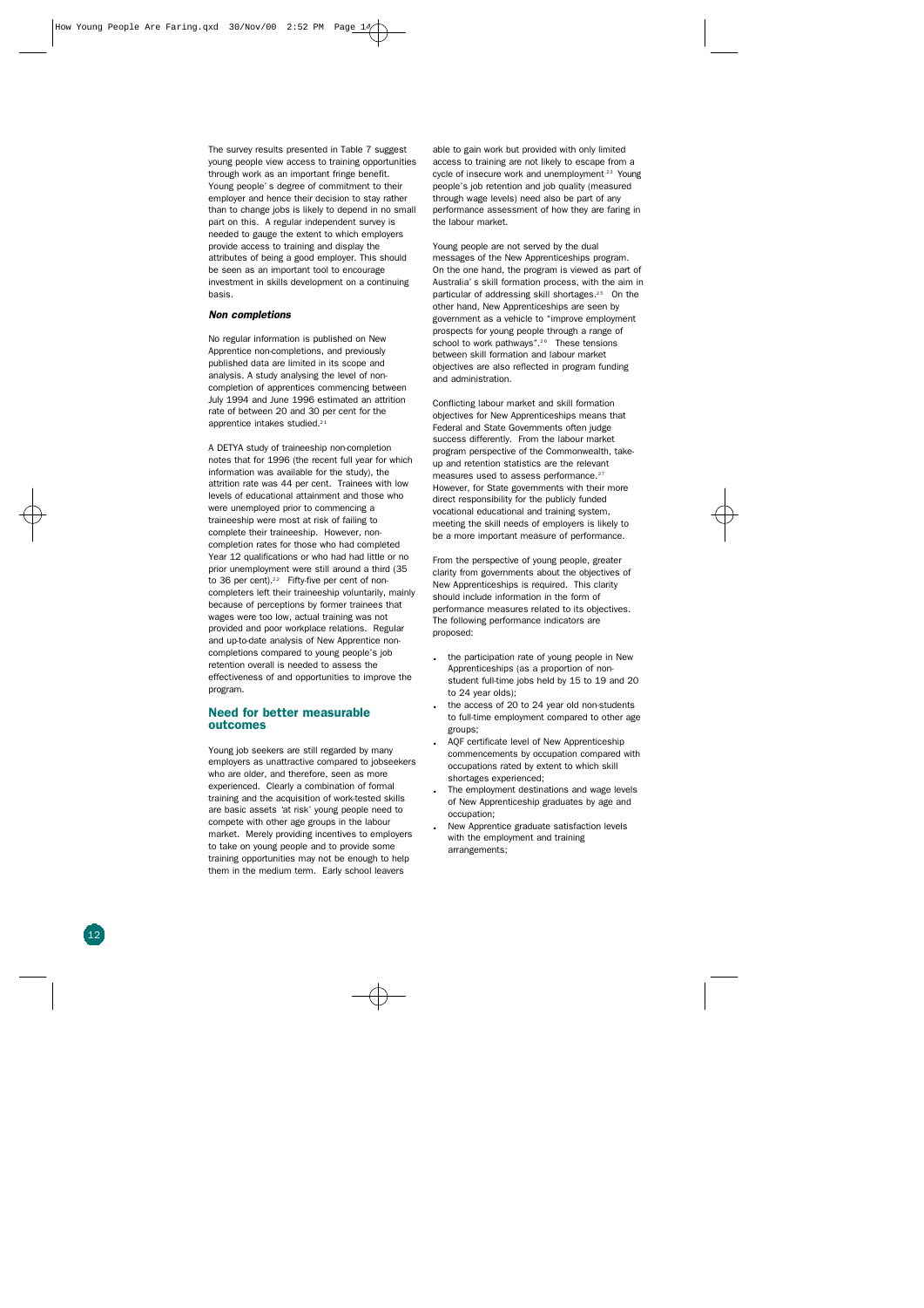The survey results presented in Table 7 suggest young people view access to training opportunities through work as an important fringe benefit. Young people' s degree of commitment to their employer and hence their decision to stay rather than to change jobs is likely to depend in no small part on this. A regular independent survey is needed to gauge the extent to which employers provide access to training and display the attributes of being a good employer. This should be seen as an important tool to encourage investment in skills development on a continuing basis.

### *Non completions*

No regular information is published on New Apprentice non-completions, and previously published data are limited in its scope and analysis. A study analysing the level of non-completion of apprentices commencing between July 1994 and June 1996 estimated an attrition rate of between 20 and 30 per cent for the apprentice intakes studied.[21]

A DETYA study of traineeship non-completion notes that for 1996 (the recent full year for which information was available for the study), the attrition rate was 44 per cent. Trainees with low levels of educational attainment and those who were unemployed prior to commencing a traineeship were most at risk of failing to complete their traineeship. However, non-completion rates for those who had completed Year 12 qualifications or who had had little or no prior unemployment were still around a third (35 to 36 per cent).[22] Fifty-five per cent of non-completers left their traineeship voluntarily, mainly because of perceptions by former trainees that wages were too low, actual training was not provided and poor workplace relations. Regular and up-to-date analysis of New Apprentice non-completions compared to young people's job retention overall is needed to assess the effectiveness of and opportunities to improve the program.

## Need for better measurable outcomes

Young job seekers are still regarded by many employers as unattractive compared to jobseekers who are older, and therefore, seen as more experienced. Clearly a combination of formal training and the acquisition of work-tested skills are basic assets 'at risk' young people need to compete with other age groups in the labour market. Merely providing incentives to employers to take on young people and to provide some training opportunities may not be enough to help them in the medium term. Early school leavers able to gain work but provided with only limited access to training are not likely to escape from a cycle of insecure work and unemployment[23] Young people's job retention and job quality (measured through wage levels) need also be part of any performance assessment of how they are faring in the labour market.

Young people are not served by the dual messages of the New Apprenticeships program. On the one hand, the program is viewed as part of Australia' s skill formation process, with the aim in particular of addressing skill shortages.[25] On the other hand, New Apprenticeships are seen by government as a vehicle to "improve employment prospects for young people through a range of school to work pathways".[26] These tensions between skill formation and labour market objectives are also reflected in program funding and administration.

Conflicting labour market and skill formation objectives for New Apprenticeships means that Federal and State Governments often judge success differently. From the labour market program perspective of the Commonwealth, take-up and retention statistics are the relevant measures used to assess performance.[27] However, for State governments with their more direct responsibility for the publicly funded vocational educational and training system, meeting the skill needs of employers is likely to be a more important measure of performance.

From the perspective of young people, greater clarity from governments about the objectives of New Apprenticeships is required. This clarity should include information in the form of performance measures related to its objectives. The following performance indicators are proposed:

- the participation rate of young people in New Apprenticeships (as a proportion of non-student full-time jobs held by 15 to 19 and 20 to 24 year olds);
- the access of 20 to 24 year old non-students to full-time employment compared to other age groups;
- AQF certificate level of New Apprenticeship commencements by occupation compared with occupations rated by extent to which skill shortages experienced;
- The employment destinations and wage levels of New Apprenticeship graduates by age and occupation;
- New Apprentice graduate satisfaction levels with the employment and training arrangements;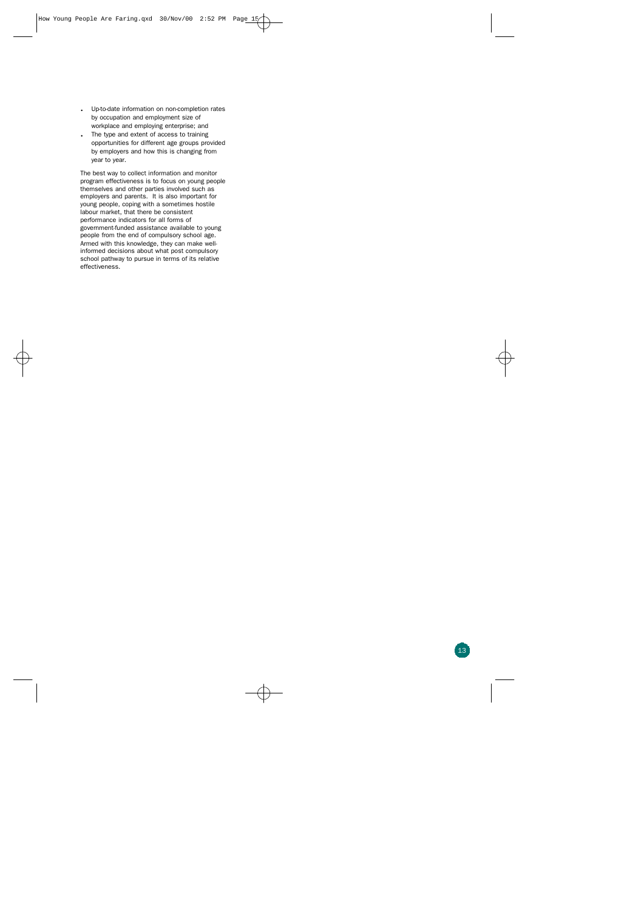- Up-to-date information on non-completion rates by occupation and employment size of workplace and employing enterprise; and
- The type and extent of access to training opportunities for different age groups provided by employers and how this is changing from year to year.

The best way to collect information and monitor program effectiveness is to focus on young people themselves and other parties involved such as employers and parents. It is also important for young people, coping with a sometimes hostile labour market, that there be consistent performance indicators for all forms of government-funded assistance available to young people from the end of compulsory school age. Armed with this knowledge, they can make well-informed decisions about what post compulsory school pathway to pursue in terms of its relative effectiveness.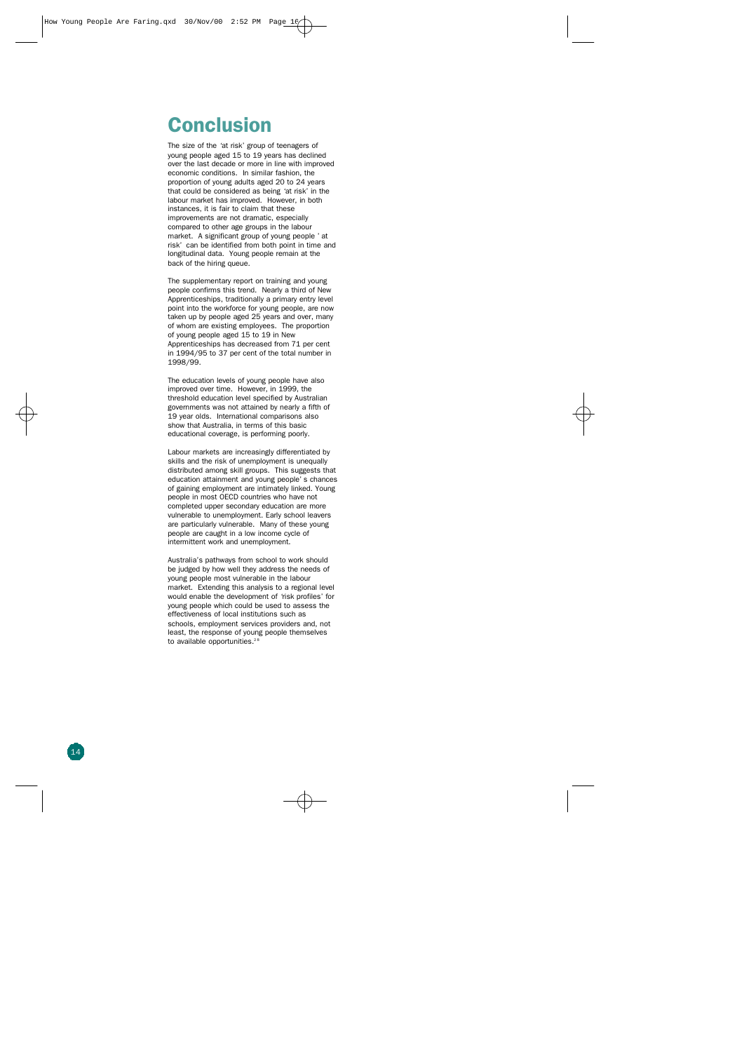# Conclusion

The size of the 'at risk' group of teenagers of young people aged 15 to 19 years has declined over the last decade or more in line with improved economic conditions. In similar fashion, the proportion of young adults aged 20 to 24 years that could be considered as being 'at risk' in the labour market has improved. However, in both instances, it is fair to claim that these improvements are not dramatic, especially compared to other age groups in the labour market. A significant group of young people ' at risk' can be identified from both point in time and longitudinal data. Young people remain at the back of the hiring queue.

The supplementary report on training and young people confirms this trend. Nearly a third of New Apprenticeships, traditionally a primary entry level point into the workforce for young people, are now taken up by people aged 25 years and over, many of whom are existing employees. The proportion of young people aged 15 to 19 in New Apprenticeships has decreased from 71 per cent in 1994/95 to 37 per cent of the total number in 1998/99.

The education levels of young people have also improved over time. However, in 1999, the threshold education level specified by Australian governments was not attained by nearly a fifth of 19 year olds. International comparisons also show that Australia, in terms of this basic educational coverage, is performing poorly.

Labour markets are increasingly differentiated by skills and the risk of unemployment is unequally distributed among skill groups. This suggests that education attainment and young people' s chances of gaining employment are intimately linked. Young people in most OECD countries who have not completed upper secondary education are more vulnerable to unemployment. Early school leavers are particularly vulnerable. Many of these young people are caught in a low income cycle of intermittent work and unemployment.

Australia's pathways from school to work should be judged by how well they address the needs of young people most vulnerable in the labour market. Extending this analysis to a regional level would enable the development of 'risk profiles' for young people which could be used to assess the effectiveness of local institutions such as schools, employment services providers and, not least, the response of young people themselves to available opportunities.[28]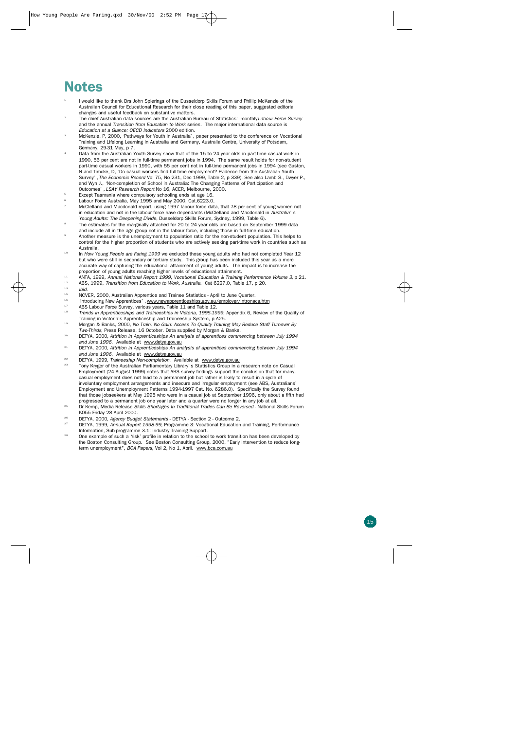# Notes

1. I would like to thank Drs John Spierings of the Dusseldorp Skills Forum and Phillip McKenzie of the Australian Council for Educational Research for their close reading of this paper, suggested editorial changes and useful feedback on substantive matters.
2. The chief Australian data sources are the Australian Bureau of Statistics' monthly *Labour Force Survey* and the annual *Transition from Education to Work* series. The major international data source is *Education at a Glance: OECD Indicators* 2000 edition.
3. McKenzie, P, 2000, 'Pathways for Youth in Australia', paper presented to the conference on Vocational Training and Lifelong Learning in Australia and Germany, Australia Centre, University of Potsdam, Germany, 29-31 May, p 7.
4. Data from the Australian Youth Survey show that of the 15 to 24 year olds in part-time casual work in 1990, 56 per cent are not in full-time permanent jobs in 1994. The same result holds for non-student part-time casual workers in 1990, with 55 per cent not in full-time permanent jobs in 1994 (see Gaston, N and Timcke, D, 'Do casual workers find full-time employment? Evidence from the Australian Youth Survey', *The Economic Record* Vol 75, No 231, Dec 1999, Table 2, p 339). See also Lamb S., Dwyer P., and Wyn J., 'Non-completion of School in Australia: The Changing Patterns of Participation and Outcomes', *LSAY Research Report* No 16, ACER, Melbourne, 2000.
5. Except Tasmania where compulsory schooling ends at age 16.
6. Labour Force Australia, May 1995 and May 2000, Cat.6223.0.
7. McClelland and Macdonald report, using 1997 labour force data, that 78 per cent of young women not in education and not in the labour force have dependants (McClelland and Macdonald in *Australia's Young Adults: The Deepening Divide*, Dusseldorp Skills Forum, Sydney, 1999, Table 6).
8. The estimates for the marginally attached for 20 to 24 year olds are based on September 1999 data and include all in the age group not in the labour force, including those in full-time education.
9. Another measure is the unemployment to population ratio for the non-student population. This helps to control for the higher proportion of students who are actively seeking part-time work in countries such as Australia.
10. In *How Young People are Faring 1999* we excluded those young adults who had not completed Year 12 but who were still in secondary or tertiary study. This group has been included this year as a more accurate way of capturing the educational attainment of young adults. The impact is to increase the proportion of young adults reaching higher levels of educational attainment.
11. ANTA, 1999, *Annual National Report 1999, Vocational Education & Training Performance Volume 3*, p 21.
12. ABS, 1999, *Transition from Education to Work, Australia.* Cat 6227.0, Table 17, p 20.
13. *Ibid.*
15. NCVER, 2000, Australian Apprentice and Trainee Statistics - April to June Quarter.
16. 'Introducing New Apprentices', www.newapprenticeships.gov.au/employer/intronacs.htm
17. ABS Labour Force Survey, various years, Table 11 and Table 12.
18. *Trends in Apprenticeships and Traineeships in Victoria, 1995-1999*, Appendix 6, Review of the Quality of Training in Victoria's Apprenticeship and Traineeship System, p A25.
19. Morgan & Banks, 2000, *No Train, No Gain: Access To Quality Training May Reduce Staff Turnover By Two-Thirds*, Press Release, 16 October. Data supplied by Morgan & Banks.
20. DETYA, 2000, *Attrition in Apprenticeships An analysis of apprentices commencing between July 1994 and June 1996.* Available at www.detya.gov.au
21. DETYA, 2000, *Attrition in Apprenticeships An analysis of apprentices commencing between July 1994 and June 1996.* Available at www.detya.gov.au
22. DETYA, 1999, *Traineeship Non-completion.* Available at www.detya.gov.au
23. Tony Kryger of the Australian Parliamentary Library's Statistics Group in a research note on Casual Employment (24 August 1999) notes that ABS survey findings support the conclusion that for many, casual employment does not lead to a permanent job but rather is likely to result in a cycle of involuntary employment arrangements and insecure and irregular employment (see ABS, Australians' Employment and Unemployment Patterns 1994-1997 Cat. No. 6286.0). Specifically the Survey found that those jobseekers at May 1995 who were in a casual job at September 1996, only about a fifth had progressed to a permanent job one year later and a quarter were no longer in any job at all.
25. Dr Kemp, Media Release *Skills Shortages In Traditional Trades Can Be Reversed* - National Skills Forum K055 Friday 28 April 2000.
26. DETYA, 2000, *Agency Budget Statements* - DETYA - Section 2 - Outcome 2.
27. DETYA, 1999, *Annual Report 1998-99*, Programme 3: Vocational Education and Training, Performance Information, Sub-programme 3.1: Industry Training Support.
28. One example of such a 'risk' profile in relation to the school to work transition has been developed by the Boston Consulting Group. See Boston Consulting Group, 2000, "Early intervention to reduce long-term unemployment", *BCA Papers*, Vol 2, No 1, April. www.bca.com.au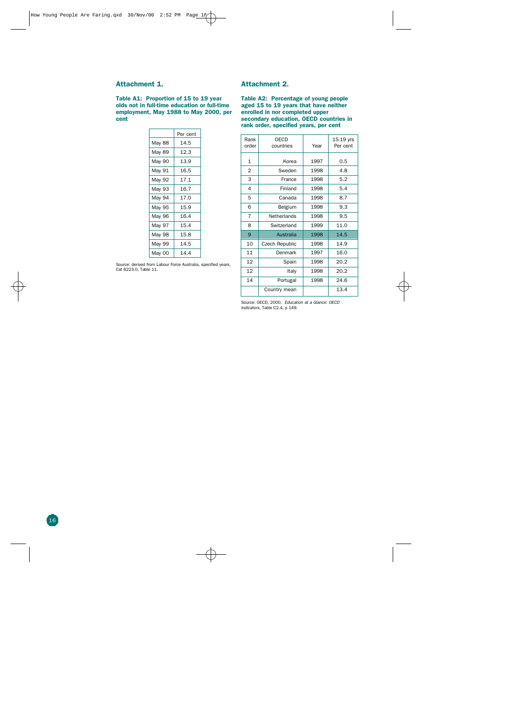## Attachment 1.

**Table A1: Proportion of 15 to 19 year olds not in full-time education or full-time employment, May 1988 to May 2000, per cent**

| | Per cent |
|---|---|
| May 88 | 14.5 |
| May 89 | 12.3 |
| May 90 | 13.9 |
| May 91 | 16.5 |
| May 92 | 17.1 |
| May 93 | 16.7 |
| May 94 | 17.0 |
| May 95 | 15.9 |
| May 96 | 16.4 |
| May 97 | 15.4 |
| May 98 | 15.8 |
| May 99 | 14.5 |
| May 00 | 14.4 |

Source: derived from Labour Force Australia, specified years, Cat 6223.0, Table 11.

## Attachment 2.

**Table A2: Percentage of young people aged 15 to 19 years that have neither enrolled in nor completed upper secondary education, OECD countries in rank order, specified years, per cent**

| Rank order | OECD countries | Year | 15-19 yrs Per cent |
|---|---|---|---|
| 1 | Korea | 1997 | 0.5 |
| 2 | Sweden | 1998 | 4.8 |
| 3 | France | 1998 | 5.2 |
| 4 | Finland | 1998 | 5.4 |
| 5 | Canada | 1998 | 8.7 |
| 6 | Belgium | 1998 | 9.3 |
| 7 | Netherlands | 1998 | 9.5 |
| 8 | Switzerland | 1999 | 11.0 |
| 9 | Australia | 1998 | 14.5 |
| 10 | Czech Republic | 1998 | 14.9 |
| 11 | Denmark | 1997 | 16.0 |
| 12 | Spain | 1998 | 20.2 |
| 12 | Italy | 1998 | 20.2 |
| 14 | Portugal | 1998 | 24.6 |
| | Country mean | | 13.4 |

Source: OECD, 2000, *Education at a Glance: OECD Indicators*, Table C2.4, p 149.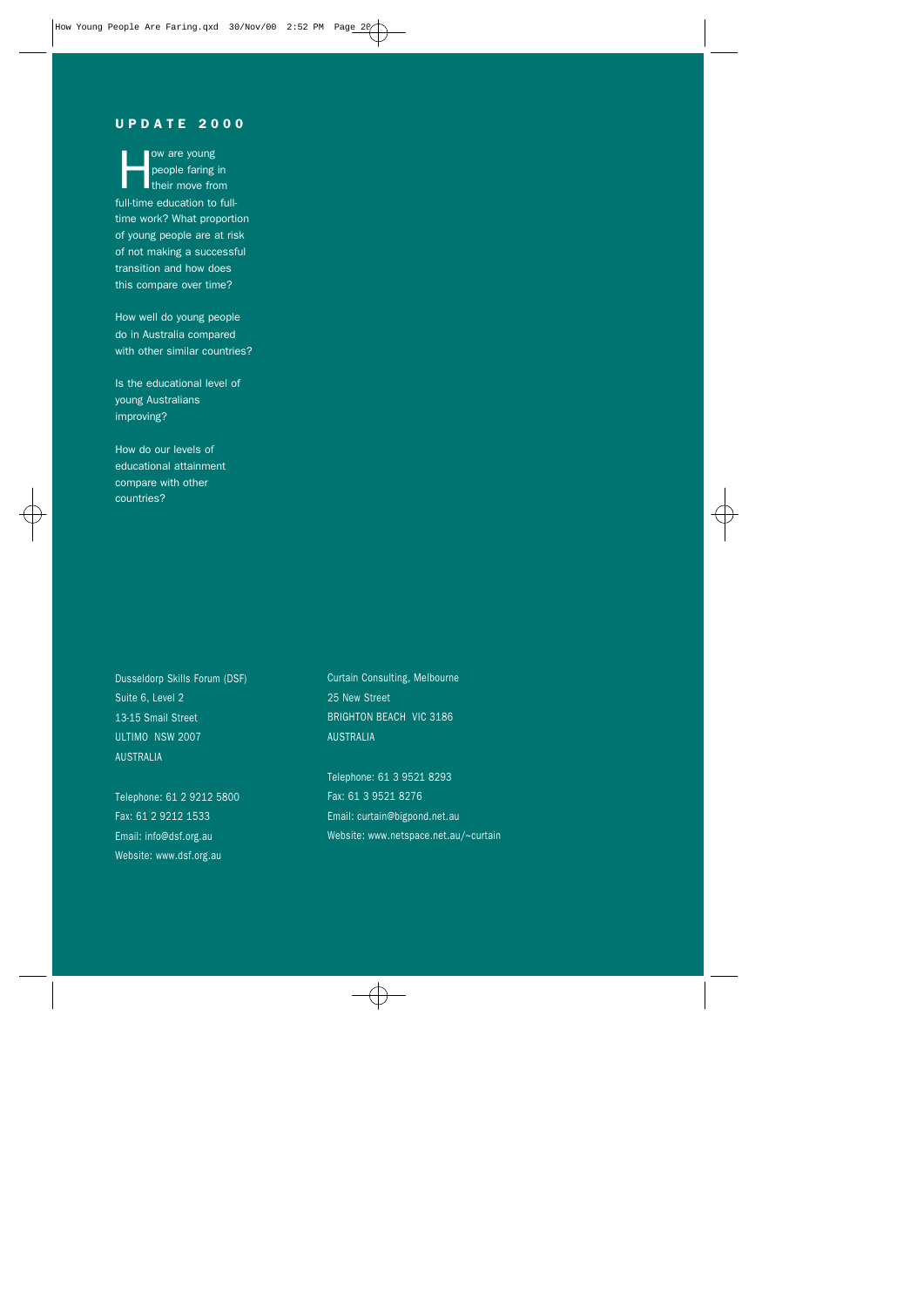## UPDATE 2000

How are young people faring in their move from full-time education to full-time work? What proportion of young people are at risk of not making a successful transition and how does this compare over time?

How well do young people do in Australia compared with other similar countries?

Is the educational level of young Australians improving?

How do our levels of educational attainment compare with other countries?

Dusseldorp Skills Forum (DSF)
Suite 6, Level 2
13-15 Smail Street
ULTIMO NSW 2007
AUSTRALIA

Telephone: 61 2 9212 5800
Fax: 61 2 9212 1533
Email: info@dsf.org.au
Website: www.dsf.org.au

Curtain Consulting, Melbourne
25 New Street
BRIGHTON BEACH VIC 3186
AUSTRALIA

Telephone: 61 3 9521 8293
Fax: 61 3 9521 8276
Email: curtain@bigpond.net.au
Website: www.netspace.net.au/~curtain